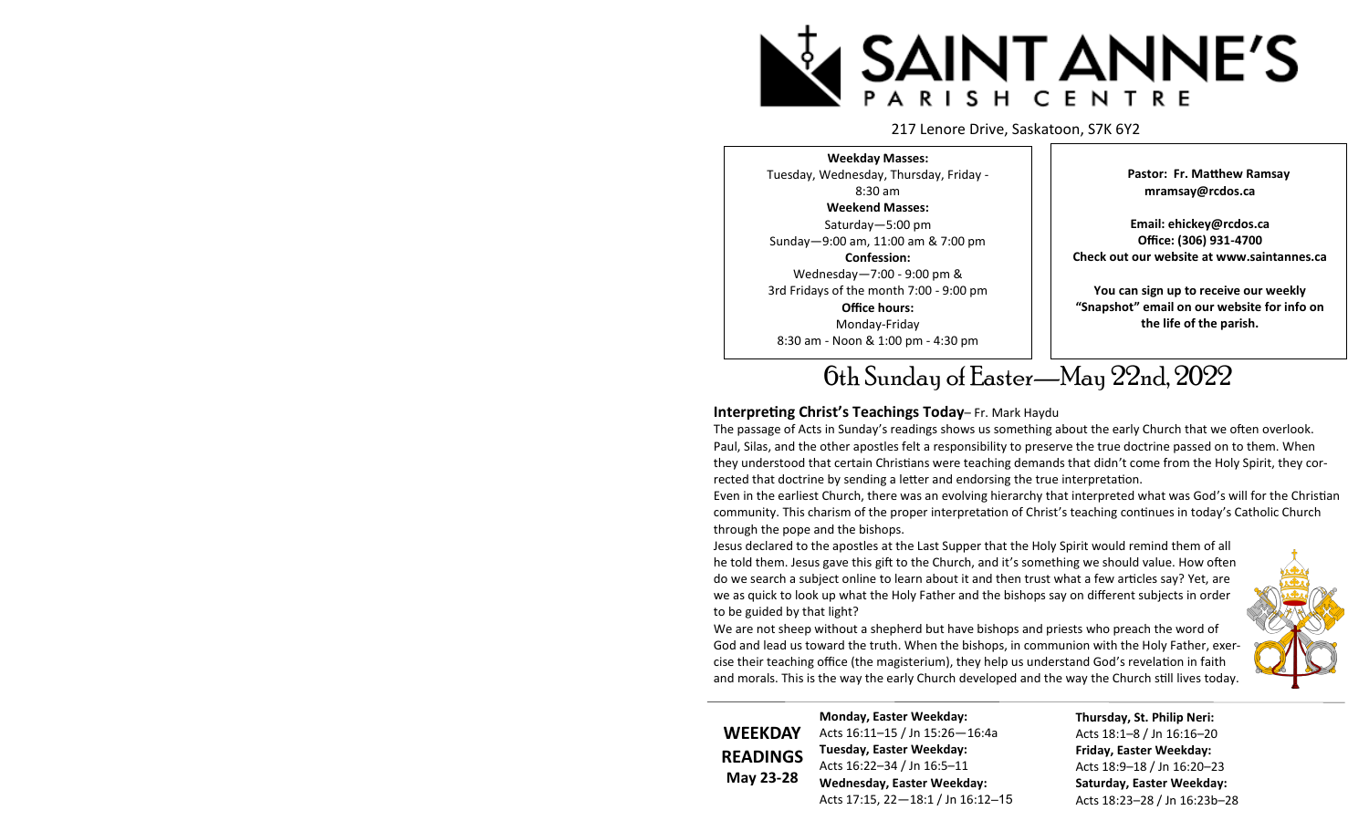# SAINT ANNE'S PARISH CENTRE

217 Lenore Drive, Saskatoon, S7K 6Y2

**Weekday Masses:**
Tuesday, Wednesday, Thursday, Friday - 8:30 am
**Weekend Masses:**
Saturday—5:00 pm
Sunday—9:00 am, 11:00 am & 7:00 pm
**Confession:**
Wednesday—7:00 - 9:00 pm &
3rd Fridays of the month 7:00 - 9:00 pm
**Office hours:**
Monday-Friday
8:30 am - Noon & 1:00 pm - 4:30 pm

**Pastor: Fr. Matthew Ramsay**
**mramsay@rcdos.ca**

**Email: ehickey@rcdos.ca**
**Office: (306) 931-4700**
**Check out our website at www.saintannes.ca**

**You can sign up to receive our weekly "Snapshot" email on our website for info on the life of the parish.**

## 6th Sunday of Easter—May 22nd, 2022

**Interpreting Christ's Teachings Today**– Fr. Mark Haydu

The passage of Acts in Sunday's readings shows us something about the early Church that we often overlook. Paul, Silas, and the other apostles felt a responsibility to preserve the true doctrine passed on to them. When they understood that certain Christians were teaching demands that didn't come from the Holy Spirit, they corrected that doctrine by sending a letter and endorsing the true interpretation.

Even in the earliest Church, there was an evolving hierarchy that interpreted what was God's will for the Christian community. This charism of the proper interpretation of Christ's teaching continues in today's Catholic Church through the pope and the bishops.

Jesus declared to the apostles at the Last Supper that the Holy Spirit would remind them of all he told them. Jesus gave this gift to the Church, and it's something we should value. How often do we search a subject online to learn about it and then trust what a few articles say? Yet, are we as quick to look up what the Holy Father and the bishops say on different subjects in order to be guided by that light?

We are not sheep without a shepherd but have bishops and priests who preach the word of God and lead us toward the truth. When the bishops, in communion with the Holy Father, exercise their teaching office (the magisterium), they help us understand God's revelation in faith and morals. This is the way the early Church developed and the way the Church still lives today.

**WEEKDAY READINGS May 23-28**

**Monday, Easter Weekday:**
Acts 16:11–15 / Jn 15:26—16:4a
**Tuesday, Easter Weekday:**
Acts 16:22–34 / Jn 16:5–11
**Wednesday, Easter Weekday:**
Acts 17:15, 22—18:1 / Jn 16:12–15
**Thursday, St. Philip Neri:**
Acts 18:1–8 / Jn 16:16–20
**Friday, Easter Weekday:**
Acts 18:9–18 / Jn 16:20–23
**Saturday, Easter Weekday:**
Acts 18:23–28 / Jn 16:23b–28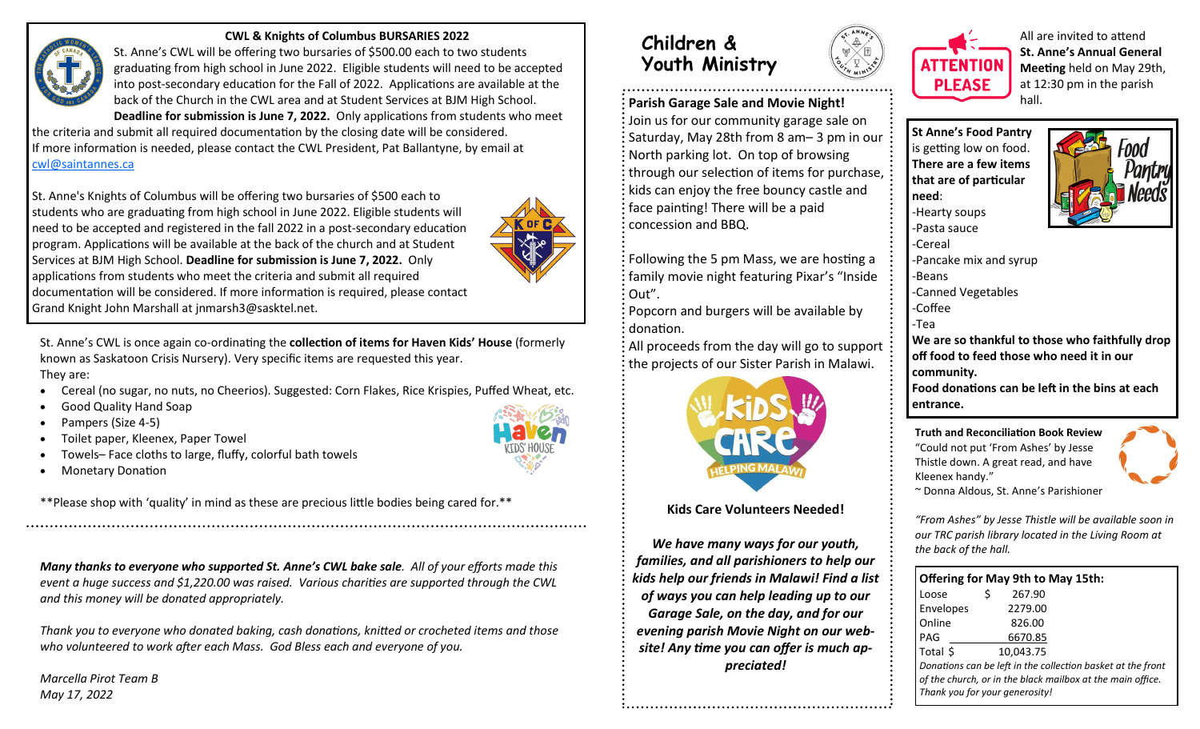## CWL & Knights of Columbus BURSARIES 2022

St. Anne's CWL will be offering two bursaries of $500.00 each to two students graduating from high school in June 2022. Eligible students will need to be accepted into post-secondary education for the Fall of 2022. Applications are available at the back of the Church in the CWL area and at Student Services at BJM High School. **Deadline for submission is June 7, 2022.** Only applications from students who meet the criteria and submit all required documentation by the closing date will be considered. If more information is needed, please contact the CWL President, Pat Ballantyne, by email at cwl@saintannes.ca

St. Anne's Knights of Columbus will be offering two bursaries of $500 each to students who are graduating from high school in June 2022. Eligible students will need to be accepted and registered in the fall 2022 in a post-secondary education program. Applications will be available at the back of the church and at Student Services at BJM High School. **Deadline for submission is June 7, 2022.** Only applications from students who meet the criteria and submit all required documentation will be considered. If more information is required, please contact Grand Knight John Marshall at jnmarsh3@sasktel.net.

St. Anne's CWL is once again co-ordinating the **collection of items for Haven Kids' House** (formerly known as Saskatoon Crisis Nursery). Very specific items are requested this year. They are:

- Cereal (no sugar, no nuts, no Cheerios). Suggested: Corn Flakes, Rice Krispies, Puffed Wheat, etc.
- Good Quality Hand Soap
- Pampers (Size 4-5)
- Toilet paper, Kleenex, Paper Towel
- Towels– Face cloths to large, fluffy, colorful bath towels
- Monetary Donation

**Please shop with 'quality' in mind as these are precious little bodies being cared for.**

***Many thanks to everyone who supported St. Anne's CWL bake sale****. All of your efforts made this event a huge success and $1,220.00 was raised. Various charities are supported through the CWL and this money will be donated appropriately.*

*Thank you to everyone who donated baking, cash donations, knitted or crocheted items and those who volunteered to work after each Mass. God Bless each and everyone of you.*

*Marcella Pirot Team B*
*May 17, 2022*

## Children & Youth Ministry

**Parish Garage Sale and Movie Night!**

Join us for our community garage sale on Saturday, May 28th from 8 am– 3 pm in our North parking lot. On top of browsing through our selection of items for purchase, kids can enjoy the free bouncy castle and face painting! There will be a paid concession and BBQ.

Following the 5 pm Mass, we are hosting a family movie night featuring Pixar's "Inside Out".

Popcorn and burgers will be available by donation.

All proceeds from the day will go to support the projects of our Sister Parish in Malawi.

**Kids Care Volunteers Needed!**

***We have many ways for our youth, families, and all parishioners to help our kids help our friends in Malawi! Find a list of ways you can help leading up to our Garage Sale, on the day, and for our evening parish Movie Night on our website! Any time you can offer is much appreciated!***

**ATTENTION PLEASE**

All are invited to attend **St. Anne's Annual General Meeting** held on May 29th, at 12:30 pm in the parish hall.

**St Anne's Food Pantry** is getting low on food. **There are a few items that are of particular need**:

- Hearty soups
- Pasta sauce
- Cereal
- Pancake mix and syrup
- Beans
- Canned Vegetables
- Coffee
- Tea

**We are so thankful to those who faithfully drop off food to feed those who need it in our community.**

**Food donations can be left in the bins at each entrance.**

**Truth and Reconciliation Book Review**

"Could not put 'From Ashes' by Jesse Thistle down. A great read, and have Kleenex handy."

~ Donna Aldous, St. Anne's Parishioner

*"From Ashes" by Jesse Thistle will be available soon in our TRC parish library located in the Living Room at the back of the hall.*

**Offering for May 9th to May 15th:**

| | |
|---|---|
| Loose | $ 267.90 |
| Envelopes | 2279.00 |
| Online | 826.00 |
| PAG | 6670.85 |
| Total $ | 10,043.75 |

*Donations can be left in the collection basket at the front of the church, or in the black mailbox at the main office. Thank you for your generosity!*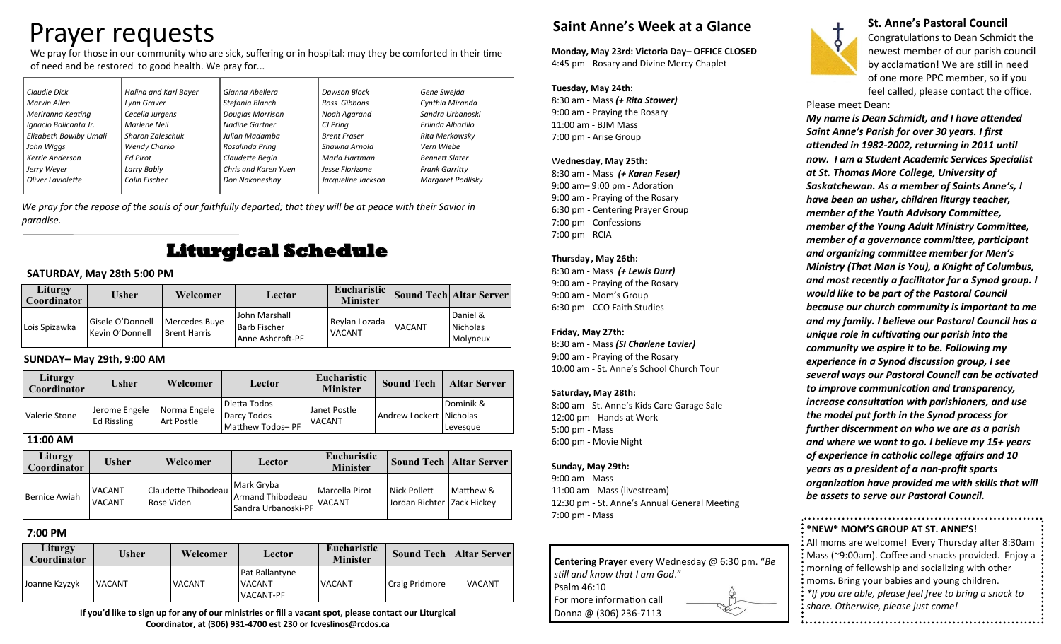# Prayer requests

We pray for those in our community who are sick, suffering or in hospital: may they be comforted in their time of need and be restored to good health. We pray for...

| | | | | |
|---|---|---|---|---|
| *Claudie Dick* | *Halina and Karl Bayer* | *Gianna Abellera* | *Dawson Block* | *Gene Swejda* |
| *Marvin Allen* | *Lynn Graver* | *Stefania Blanch* | *Ross Gibbons* | *Cynthia Miranda* |
| *Meriranna Keating* | *Cecelia Jurgens* | *Douglas Morrison* | *Noah Agarand* | *Sandra Urbanoski* |
| *Ignacio Balicanta Jr.* | *Marlene Neil* | *Nadine Gartner* | *CJ Pring* | *Erlinda Albarillo* |
| *Elizabeth Bowlby Umali* | *Sharon Zaleschuk* | *Julian Madamba* | *Brent Fraser* | *Rita Merkowsky* |
| *John Wiggs* | *Wendy Charko* | *Rosalinda Pring* | *Shawna Arnold* | *Vern Wiebe* |
| *Kerrie Anderson* | *Ed Pirot* | *Claudette Begin* | *Marla Hartman* | *Bennett Slater* |
| *Jerry Weyer* | *Larry Babiy* | *Chris and Karen Yuen* | *Jesse Florizone* | *Frank Garritty* |
| *Oliver Laviolette* | *Colin Fischer* | *Don Nakoneshny* | *Jacqueline Jackson* | *Margaret Podlisky* |

*We pray for the repose of the souls of our faithfully departed; that they will be at peace with their Savior in paradise.*

# Liturgical Schedule

### SATURDAY, May 28th 5:00 PM

| Liturgy Coordinator | Usher | Welcomer | Lector | Eucharistic Minister | Sound Tech | Altar Server |
|---|---|---|---|---|---|---|
| Lois Spizawka | Gisele O'Donnell<br>Kevin O'Donnell | Mercedes Buye<br>Brent Harris | John Marshall<br>Barb Fischer<br>Anne Ashcroft-PF | Reylan Lozada<br>VACANT | VACANT | Daniel &<br>Nicholas<br>Molyneux |

### SUNDAY– May 29th, 9:00 AM

| Liturgy Coordinator | Usher | Welcomer | Lector | Eucharistic Minister | Sound Tech | Altar Server |
|---|---|---|---|---|---|---|
| Valerie Stone | Jerome Engele<br>Ed Rissling | Norma Engele<br>Art Postle | Dietta Todos<br>Darcy Todos<br>Matthew Todos– PF | Janet Postle<br>VACANT | Andrew Lockert | Dominik &<br>Nicholas<br>Levesque |

### 11:00 AM

| Liturgy Coordinator | Usher | Welcomer | Lector | Eucharistic Minister | Sound Tech | Altar Server |
|---|---|---|---|---|---|---|
| Bernice Awiah | VACANT<br>VACANT | Claudette Thibodeau<br>Rose Viden | Mark Gryba<br>Armand Thibodeau<br>Sandra Urbanoski-PF | Marcella Pirot<br>VACANT | Nick Pollett<br>Jordan Richter | Matthew &<br>Zack Hickey |

### 7:00 PM

| Liturgy Coordinator | Usher | Welcomer | Lector | Eucharistic Minister | Sound Tech | Altar Server |
|---|---|---|---|---|---|---|
| Joanne Kzyzyk | VACANT | VACANT | Pat Ballantyne<br>VACANT<br>VACANT-PF | VACANT | Craig Pridmore | VACANT |

**If you'd like to sign up for any of our ministries or fill a vacant spot, please contact our Liturgical Coordinator, at (306) 931-4700 ext 230 or fcveslinos@rcdos.ca**

## Saint Anne's Week at a Glance

**Monday, May 23rd: Victoria Day– OFFICE CLOSED**
4:45 pm - Rosary and Divine Mercy Chaplet

**Tuesday, May 24th:**
8:30 am - Mass ***(+ Rita Stower)***
9:00 am - Praying the Rosary
11:00 am - BJM Mass
7:00 pm - Arise Group

**Wednesday, May 25th:**
8:30 am - Mass ***(+ Karen Feser)***
9:00 am– 9:00 pm - Adoration
9:00 am - Praying of the Rosary
6:30 pm - Centering Prayer Group
7:00 pm - Confessions
7:00 pm - RCIA

**Thursday, May 26th:**
8:30 am - Mass ***(+ Lewis Durr)***
9:00 am - Praying of the Rosary
9:00 am - Mom's Group
6:30 pm - CCO Faith Studies

**Friday, May 27th:**
8:30 am - Mass ***(SI Charlene Lavier)***
9:00 am - Praying of the Rosary
10:00 am - St. Anne's School Church Tour

**Saturday, May 28th:**
8:00 am - St. Anne's Kids Care Garage Sale
12:00 pm - Hands at Work
5:00 pm - Mass
6:00 pm - Movie Night

**Sunday, May 29th:**
9:00 am - Mass
11:00 am - Mass (livestream)
12:30 pm - St. Anne's Annual General Meeting
7:00 pm - Mass

**Centering Prayer** every Wednesday @ 6:30 pm. "*Be still and know that I am God*."
Psalm 46:10
For more information call
Donna @ (306) 236-7113

### St. Anne's Pastoral Council

Congratulations to Dean Schmidt the newest member of our parish council by acclamation! We are still in need of one more PPC member, so if you feel called, please contact the office.

Please meet Dean:

***My name is Dean Schmidt, and I have attended Saint Anne's Parish for over 30 years. I first attended in 1982-2002, returning in 2011 until now. I am a Student Academic Services Specialist at St. Thomas More College, University of Saskatchewan. As a member of Saints Anne's, I have been an usher, children liturgy teacher, member of the Youth Advisory Committee, member of the Young Adult Ministry Committee, member of a governance committee, participant and organizing committee member for Men's Ministry (That Man is You), a Knight of Columbus, and most recently a facilitator for a Synod group. I would like to be part of the Pastoral Council because our church community is important to me and my family. I believe our Pastoral Council has a unique role in cultivating our parish into the community we aspire it to be. Following my experience in a Synod discussion group, I see several ways our Pastoral Council can be activated to improve communication and transparency, increase consultation with parishioners, and use the model put forth in the Synod process for further discernment on who we are as a parish and where we want to go. I believe my 15+ years of experience in catholic college affairs and 10 years as a president of a non-profit sports organization have provided me with skills that will be assets to serve our Pastoral Council.***

**\*NEW\* MOM'S GROUP AT ST. ANNE'S!**

All moms are welcome! Every Thursday after 8:30am Mass (~9:00am). Coffee and snacks provided. Enjoy a morning of fellowship and socializing with other moms. Bring your babies and young children.
*\*If you are able, please feel free to bring a snack to share. Otherwise, please just come!*